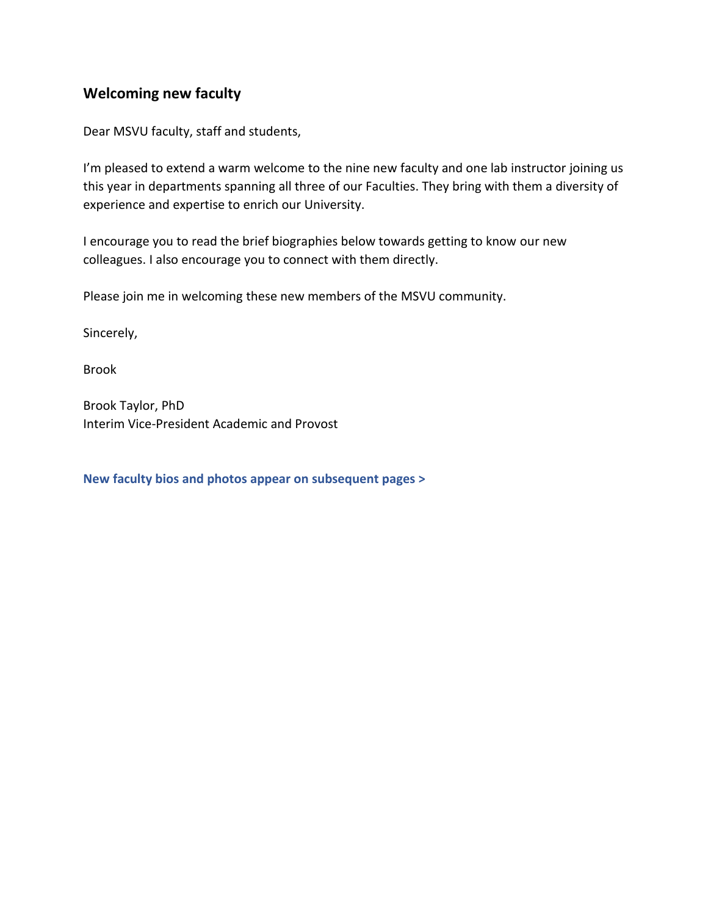## Welcoming new faculty

Dear MSVU faculty, staff and students,

I'm pleased to extend a warm welcome to the nine new faculty and one lab instructor joining us this year in departments spanning all three of our Faculties. They bring with them a diversity of experience and expertise to enrich our University.

I encourage you to read the brief biographies below towards getting to know our new colleagues. I also encourage you to connect with them directly.

Please join me in welcoming these new members of the MSVU community.

Sincerely,

Brook

Brook Taylor, PhD
Interim Vice-President Academic and Provost

**New faculty bios and photos appear on subsequent pages >**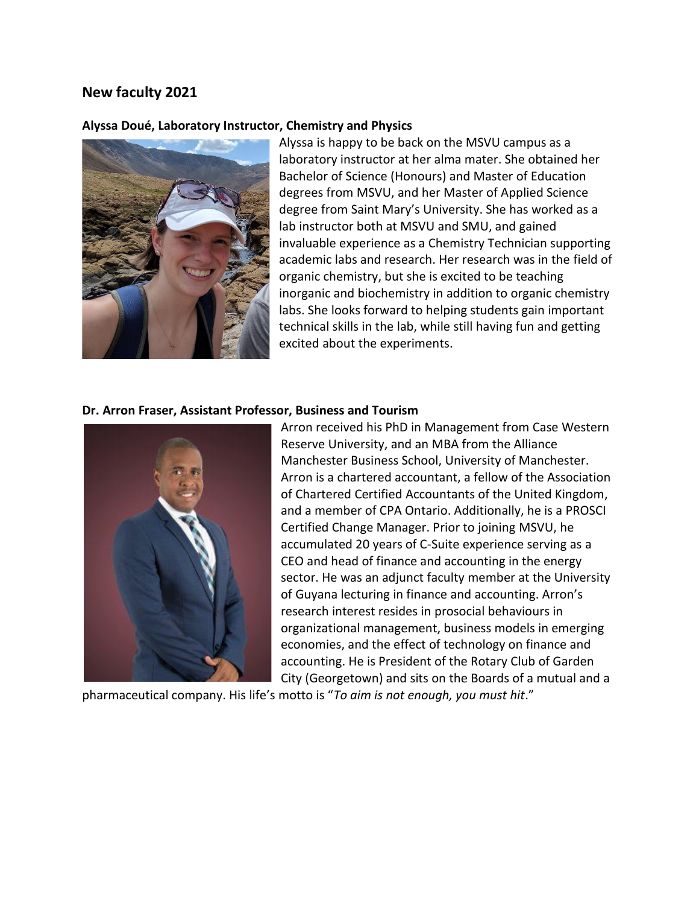## New faculty 2021

### Alyssa Doué, Laboratory Instructor, Chemistry and Physics

Alyssa is happy to be back on the MSVU campus as a laboratory instructor at her alma mater. She obtained her Bachelor of Science (Honours) and Master of Education degrees from MSVU, and her Master of Applied Science degree from Saint Mary's University. She has worked as a lab instructor both at MSVU and SMU, and gained invaluable experience as a Chemistry Technician supporting academic labs and research. Her research was in the field of organic chemistry, but she is excited to be teaching inorganic and biochemistry in addition to organic chemistry labs. She looks forward to helping students gain important technical skills in the lab, while still having fun and getting excited about the experiments.

### Dr. Arron Fraser, Assistant Professor, Business and Tourism

Arron received his PhD in Management from Case Western Reserve University, and an MBA from the Alliance Manchester Business School, University of Manchester. Arron is a chartered accountant, a fellow of the Association of Chartered Certified Accountants of the United Kingdom, and a member of CPA Ontario. Additionally, he is a PROSCI Certified Change Manager. Prior to joining MSVU, he accumulated 20 years of C-Suite experience serving as a CEO and head of finance and accounting in the energy sector. He was an adjunct faculty member at the University of Guyana lecturing in finance and accounting. Arron's research interest resides in prosocial behaviours in organizational management, business models in emerging economies, and the effect of technology on finance and accounting. He is President of the Rotary Club of Garden City (Georgetown) and sits on the Boards of a mutual and a pharmaceutical company. His life's motto is "*To aim is not enough, you must hit*."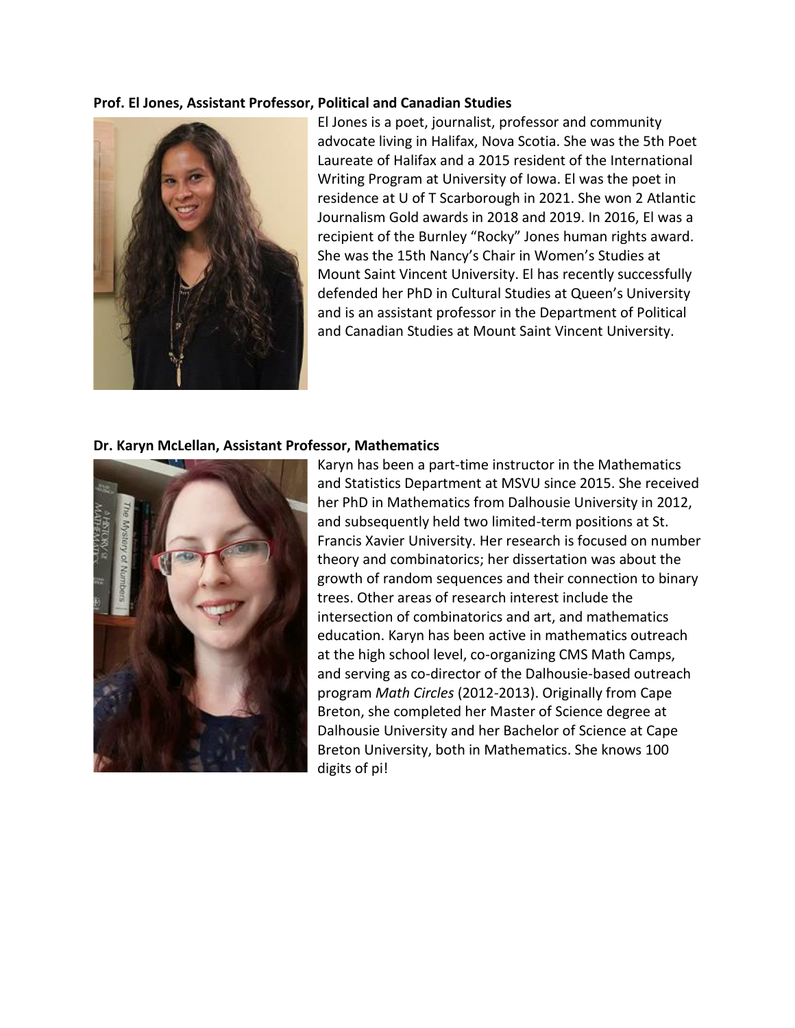**Prof. El Jones, Assistant Professor, Political and Canadian Studies**

El Jones is a poet, journalist, professor and community advocate living in Halifax, Nova Scotia. She was the 5th Poet Laureate of Halifax and a 2015 resident of the International Writing Program at University of Iowa. El was the poet in residence at U of T Scarborough in 2021. She won 2 Atlantic Journalism Gold awards in 2018 and 2019. In 2016, El was a recipient of the Burnley "Rocky" Jones human rights award. She was the 15th Nancy's Chair in Women's Studies at Mount Saint Vincent University. El has recently successfully defended her PhD in Cultural Studies at Queen's University and is an assistant professor in the Department of Political and Canadian Studies at Mount Saint Vincent University.

**Dr. Karyn McLellan, Assistant Professor, Mathematics**

Karyn has been a part-time instructor in the Mathematics and Statistics Department at MSVU since 2015. She received her PhD in Mathematics from Dalhousie University in 2012, and subsequently held two limited-term positions at St. Francis Xavier University. Her research is focused on number theory and combinatorics; her dissertation was about the growth of random sequences and their connection to binary trees. Other areas of research interest include the intersection of combinatorics and art, and mathematics education. Karyn has been active in mathematics outreach at the high school level, co-organizing CMS Math Camps, and serving as co-director of the Dalhousie-based outreach program *Math Circles* (2012-2013). Originally from Cape Breton, she completed her Master of Science degree at Dalhousie University and her Bachelor of Science at Cape Breton University, both in Mathematics. She knows 100 digits of pi!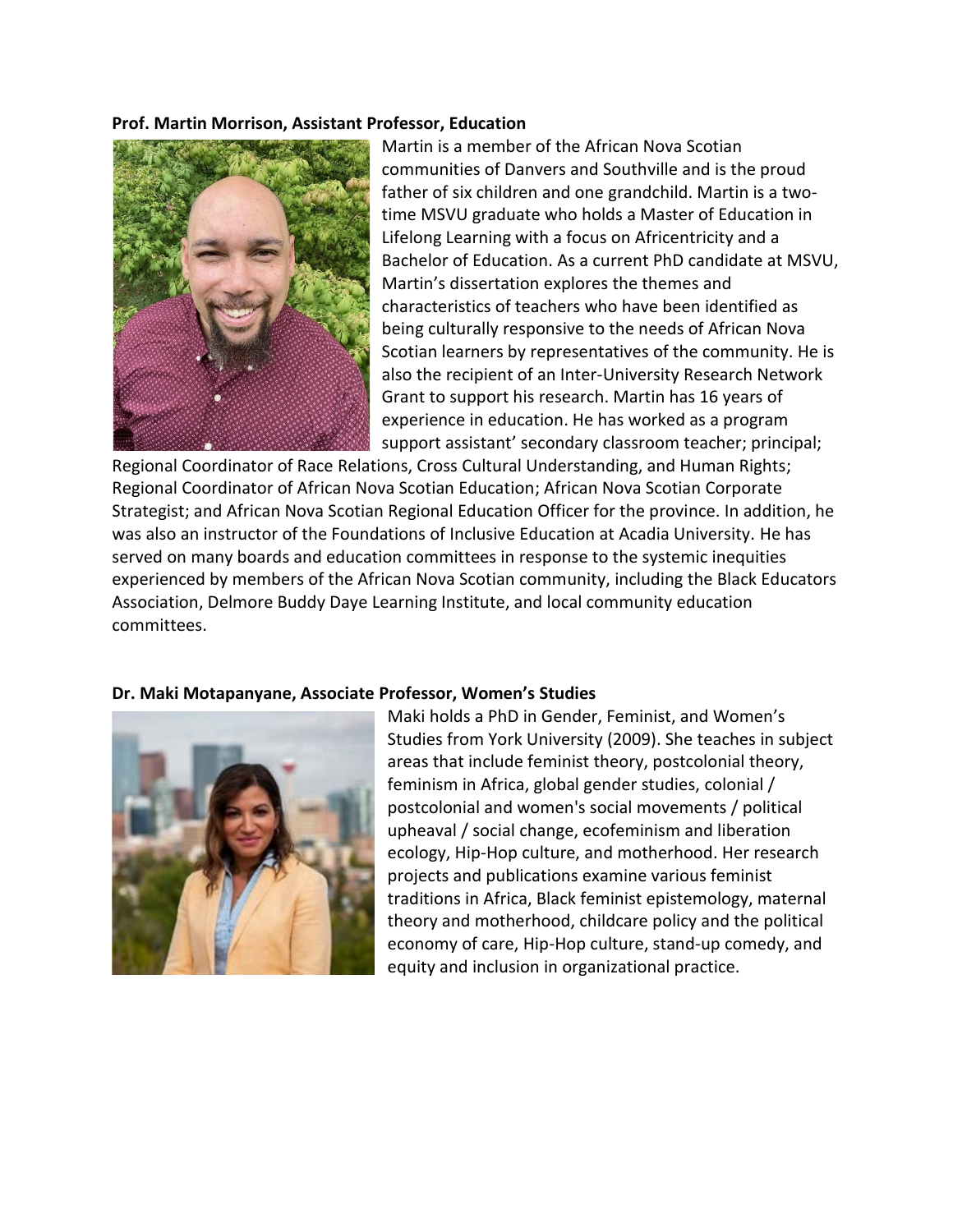**Prof. Martin Morrison, Assistant Professor, Education**

Martin is a member of the African Nova Scotian communities of Danvers and Southville and is the proud father of six children and one grandchild. Martin is a two-time MSVU graduate who holds a Master of Education in Lifelong Learning with a focus on Africentricity and a Bachelor of Education. As a current PhD candidate at MSVU, Martin's dissertation explores the themes and characteristics of teachers who have been identified as being culturally responsive to the needs of African Nova Scotian learners by representatives of the community. He is also the recipient of an Inter-University Research Network Grant to support his research. Martin has 16 years of experience in education. He has worked as a program support assistant' secondary classroom teacher; principal; Regional Coordinator of Race Relations, Cross Cultural Understanding, and Human Rights; Regional Coordinator of African Nova Scotian Education; African Nova Scotian Corporate Strategist; and African Nova Scotian Regional Education Officer for the province. In addition, he was also an instructor of the Foundations of Inclusive Education at Acadia University. He has served on many boards and education committees in response to the systemic inequities experienced by members of the African Nova Scotian community, including the Black Educators Association, Delmore Buddy Daye Learning Institute, and local community education committees.

**Dr. Maki Motapanyane, Associate Professor, Women's Studies**

Maki holds a PhD in Gender, Feminist, and Women's Studies from York University (2009). She teaches in subject areas that include feminist theory, postcolonial theory, feminism in Africa, global gender studies, colonial / postcolonial and women's social movements / political upheaval / social change, ecofeminism and liberation ecology, Hip-Hop culture, and motherhood. Her research projects and publications examine various feminist traditions in Africa, Black feminist epistemology, maternal theory and motherhood, childcare policy and the political economy of care, Hip-Hop culture, stand-up comedy, and equity and inclusion in organizational practice.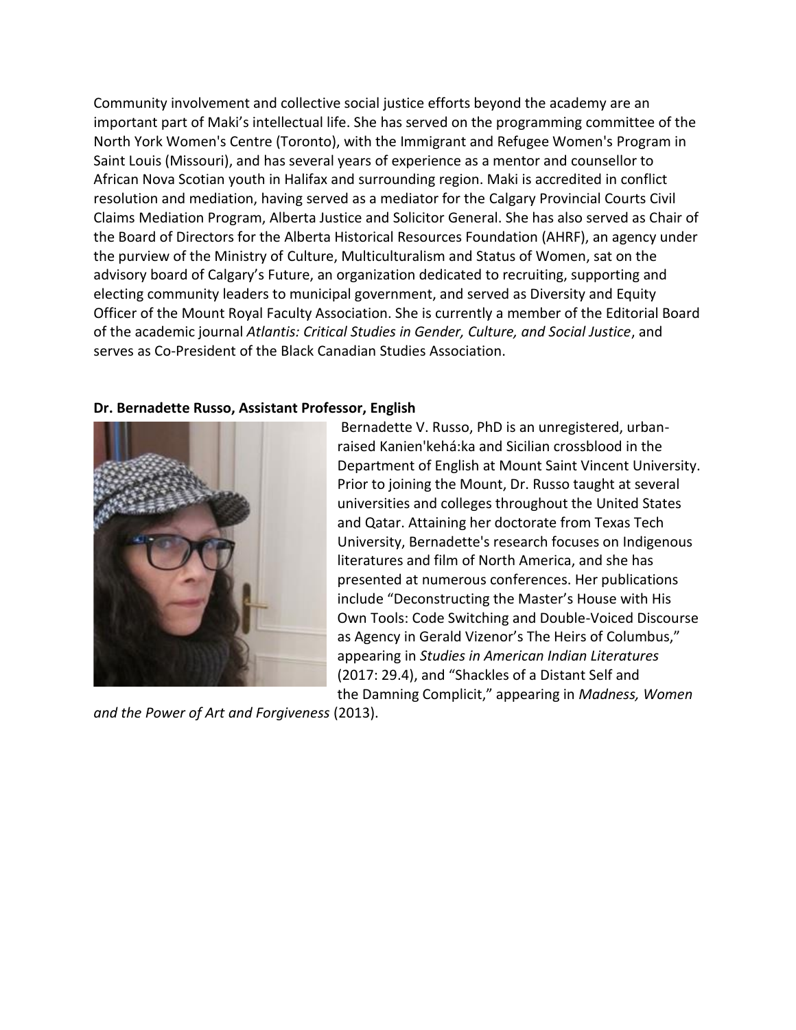Community involvement and collective social justice efforts beyond the academy are an important part of Maki's intellectual life. She has served on the programming committee of the North York Women's Centre (Toronto), with the Immigrant and Refugee Women's Program in Saint Louis (Missouri), and has several years of experience as a mentor and counsellor to African Nova Scotian youth in Halifax and surrounding region. Maki is accredited in conflict resolution and mediation, having served as a mediator for the Calgary Provincial Courts Civil Claims Mediation Program, Alberta Justice and Solicitor General. She has also served as Chair of the Board of Directors for the Alberta Historical Resources Foundation (AHRF), an agency under the purview of the Ministry of Culture, Multiculturalism and Status of Women, sat on the advisory board of Calgary's Future, an organization dedicated to recruiting, supporting and electing community leaders to municipal government, and served as Diversity and Equity Officer of the Mount Royal Faculty Association. She is currently a member of the Editorial Board of the academic journal *Atlantis: Critical Studies in Gender, Culture, and Social Justice*, and serves as Co-President of the Black Canadian Studies Association.

**Dr. Bernadette Russo, Assistant Professor, English**

Bernadette V. Russo, PhD is an unregistered, urban-raised Kanien'kehá:ka and Sicilian crossblood in the Department of English at Mount Saint Vincent University. Prior to joining the Mount, Dr. Russo taught at several universities and colleges throughout the United States and Qatar. Attaining her doctorate from Texas Tech University, Bernadette's research focuses on Indigenous literatures and film of North America, and she has presented at numerous conferences. Her publications include "Deconstructing the Master's House with His Own Tools: Code Switching and Double-Voiced Discourse as Agency in Gerald Vizenor's The Heirs of Columbus," appearing in *Studies in American Indian Literatures* (2017: 29.4), and "Shackles of a Distant Self and the Damning Complicit," appearing in *Madness, Women and the Power of Art and Forgiveness* (2013).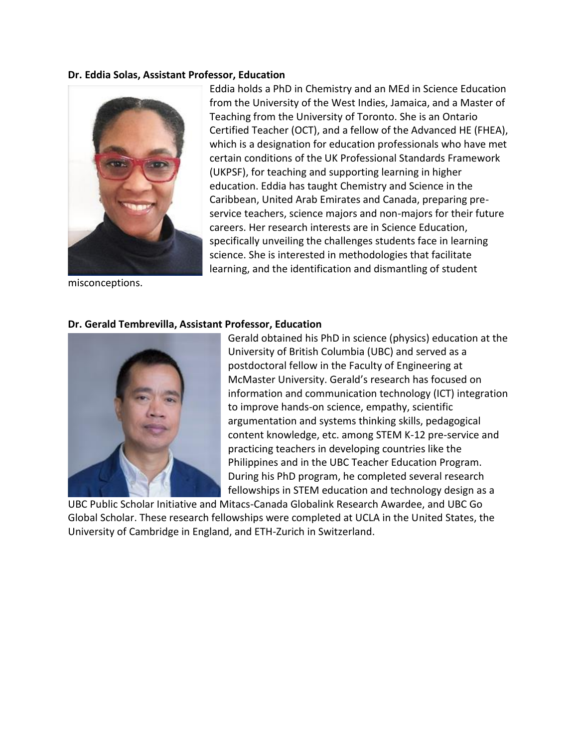**Dr. Eddia Solas, Assistant Professor, Education**

Eddia holds a PhD in Chemistry and an MEd in Science Education from the University of the West Indies, Jamaica, and a Master of Teaching from the University of Toronto. She is an Ontario Certified Teacher (OCT), and a fellow of the Advanced HE (FHEA), which is a designation for education professionals who have met certain conditions of the UK Professional Standards Framework (UKPSF), for teaching and supporting learning in higher education. Eddia has taught Chemistry and Science in the Caribbean, United Arab Emirates and Canada, preparing pre-service teachers, science majors and non-majors for their future careers. Her research interests are in Science Education, specifically unveiling the challenges students face in learning science. She is interested in methodologies that facilitate learning, and the identification and dismantling of student misconceptions.

**Dr. Gerald Tembrevilla, Assistant Professor, Education**

Gerald obtained his PhD in science (physics) education at the University of British Columbia (UBC) and served as a postdoctoral fellow in the Faculty of Engineering at McMaster University. Gerald's research has focused on information and communication technology (ICT) integration to improve hands-on science, empathy, scientific argumentation and systems thinking skills, pedagogical content knowledge, etc. among STEM K-12 pre-service and practicing teachers in developing countries like the Philippines and in the UBC Teacher Education Program. During his PhD program, he completed several research fellowships in STEM education and technology design as a UBC Public Scholar Initiative and Mitacs-Canada Globalink Research Awardee, and UBC Go Global Scholar. These research fellowships were completed at UCLA in the United States, the University of Cambridge in England, and ETH-Zurich in Switzerland.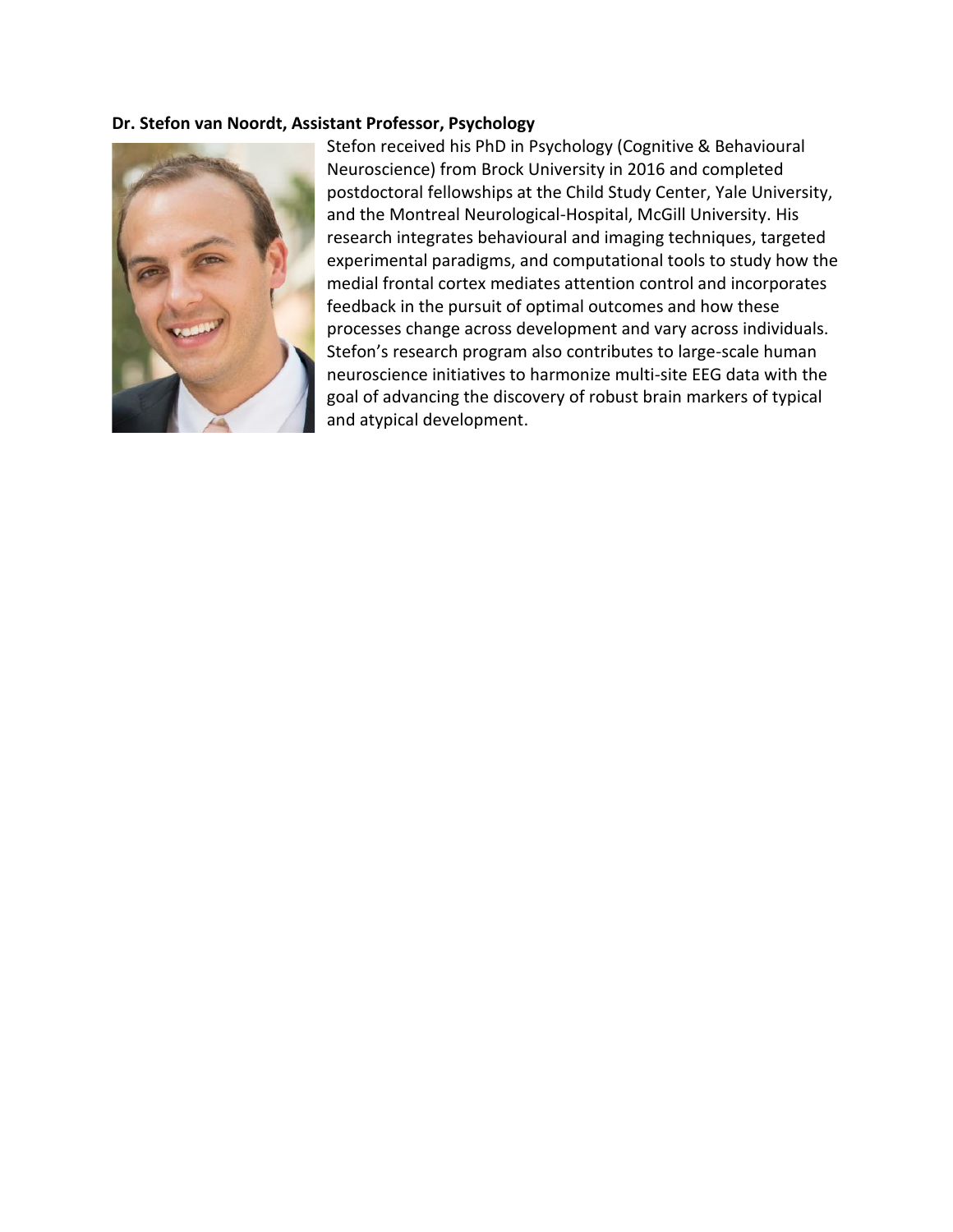**Dr. Stefon van Noordt, Assistant Professor, Psychology**

Stefon received his PhD in Psychology (Cognitive & Behavioural Neuroscience) from Brock University in 2016 and completed postdoctoral fellowships at the Child Study Center, Yale University, and the Montreal Neurological-Hospital, McGill University. His research integrates behavioural and imaging techniques, targeted experimental paradigms, and computational tools to study how the medial frontal cortex mediates attention control and incorporates feedback in the pursuit of optimal outcomes and how these processes change across development and vary across individuals. Stefon's research program also contributes to large-scale human neuroscience initiatives to harmonize multi-site EEG data with the goal of advancing the discovery of robust brain markers of typical and atypical development.